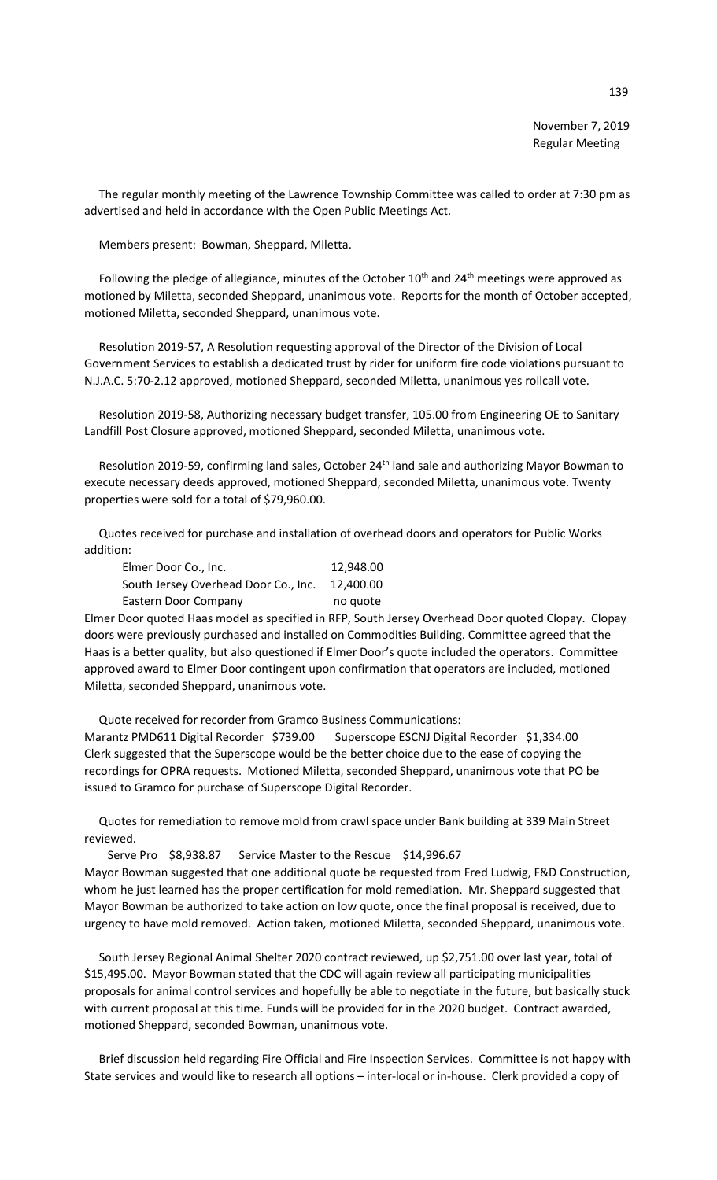November 7, 2019
Regular Meeting

The regular monthly meeting of the Lawrence Township Committee was called to order at 7:30 pm as advertised and held in accordance with the Open Public Meetings Act.

Members present: Bowman, Sheppard, Miletta.

Following the pledge of allegiance, minutes of the October 10th and 24th meetings were approved as motioned by Miletta, seconded Sheppard, unanimous vote. Reports for the month of October accepted, motioned Miletta, seconded Sheppard, unanimous vote.

Resolution 2019-57, A Resolution requesting approval of the Director of the Division of Local Government Services to establish a dedicated trust by rider for uniform fire code violations pursuant to N.J.A.C. 5:70-2.12 approved, motioned Sheppard, seconded Miletta, unanimous yes rollcall vote.

Resolution 2019-58, Authorizing necessary budget transfer, 105.00 from Engineering OE to Sanitary Landfill Post Closure approved, motioned Sheppard, seconded Miletta, unanimous vote.

Resolution 2019-59, confirming land sales, October 24th land sale and authorizing Mayor Bowman to execute necessary deeds approved, motioned Sheppard, seconded Miletta, unanimous vote. Twenty properties were sold for a total of $79,960.00.

Quotes received for purchase and installation of overhead doors and operators for Public Works addition:

| | |
|---|---|
| Elmer Door Co., Inc. | 12,948.00 |
| South Jersey Overhead Door Co., Inc. | 12,400.00 |
| Eastern Door Company | no quote |

Elmer Door quoted Haas model as specified in RFP, South Jersey Overhead Door quoted Clopay. Clopay doors were previously purchased and installed on Commodities Building. Committee agreed that the Haas is a better quality, but also questioned if Elmer Door's quote included the operators. Committee approved award to Elmer Door contingent upon confirmation that operators are included, motioned Miletta, seconded Sheppard, unanimous vote.

Quote received for recorder from Gramco Business Communications:
Marantz PMD611 Digital Recorder $739.00 Superscope ESCNJ Digital Recorder $1,334.00
Clerk suggested that the Superscope would be the better choice due to the ease of copying the recordings for OPRA requests. Motioned Miletta, seconded Sheppard, unanimous vote that PO be issued to Gramco for purchase of Superscope Digital Recorder.

Quotes for remediation to remove mold from crawl space under Bank building at 339 Main Street reviewed.

Serve Pro $8,938.87 Service Master to the Rescue $14,996.67
Mayor Bowman suggested that one additional quote be requested from Fred Ludwig, F&D Construction, whom he just learned has the proper certification for mold remediation. Mr. Sheppard suggested that Mayor Bowman be authorized to take action on low quote, once the final proposal is received, due to urgency to have mold removed. Action taken, motioned Miletta, seconded Sheppard, unanimous vote.

South Jersey Regional Animal Shelter 2020 contract reviewed, up $2,751.00 over last year, total of $15,495.00. Mayor Bowman stated that the CDC will again review all participating municipalities proposals for animal control services and hopefully be able to negotiate in the future, but basically stuck with current proposal at this time. Funds will be provided for in the 2020 budget. Contract awarded, motioned Sheppard, seconded Bowman, unanimous vote.

Brief discussion held regarding Fire Official and Fire Inspection Services. Committee is not happy with State services and would like to research all options – inter-local or in-house. Clerk provided a copy of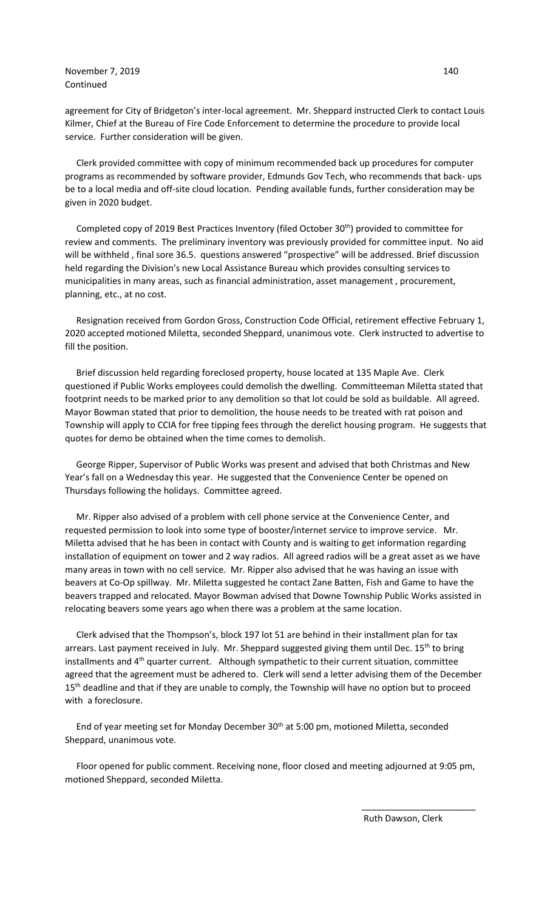agreement for City of Bridgeton's inter-local agreement. Mr. Sheppard instructed Clerk to contact Louis Kilmer, Chief at the Bureau of Fire Code Enforcement to determine the procedure to provide local service. Further consideration will be given.

Clerk provided committee with copy of minimum recommended back up procedures for computer programs as recommended by software provider, Edmunds Gov Tech, who recommends that back- ups be to a local media and off-site cloud location. Pending available funds, further consideration may be given in 2020 budget.

Completed copy of 2019 Best Practices Inventory (filed October 30th) provided to committee for review and comments. The preliminary inventory was previously provided for committee input. No aid will be withheld , final sore 36.5. questions answered "prospective" will be addressed. Brief discussion held regarding the Division's new Local Assistance Bureau which provides consulting services to municipalities in many areas, such as financial administration, asset management , procurement, planning, etc., at no cost.

Resignation received from Gordon Gross, Construction Code Official, retirement effective February 1, 2020 accepted motioned Miletta, seconded Sheppard, unanimous vote. Clerk instructed to advertise to fill the position.

Brief discussion held regarding foreclosed property, house located at 135 Maple Ave. Clerk questioned if Public Works employees could demolish the dwelling. Committeeman Miletta stated that footprint needs to be marked prior to any demolition so that lot could be sold as buildable. All agreed. Mayor Bowman stated that prior to demolition, the house needs to be treated with rat poison and Township will apply to CCIA for free tipping fees through the derelict housing program. He suggests that quotes for demo be obtained when the time comes to demolish.

George Ripper, Supervisor of Public Works was present and advised that both Christmas and New Year's fall on a Wednesday this year. He suggested that the Convenience Center be opened on Thursdays following the holidays. Committee agreed.

Mr. Ripper also advised of a problem with cell phone service at the Convenience Center, and requested permission to look into some type of booster/internet service to improve service. Mr. Miletta advised that he has been in contact with County and is waiting to get information regarding installation of equipment on tower and 2 way radios. All agreed radios will be a great asset as we have many areas in town with no cell service. Mr. Ripper also advised that he was having an issue with beavers at Co-Op spillway. Mr. Miletta suggested he contact Zane Batten, Fish and Game to have the beavers trapped and relocated. Mayor Bowman advised that Downe Township Public Works assisted in relocating beavers some years ago when there was a problem at the same location.

Clerk advised that the Thompson's, block 197 lot 51 are behind in their installment plan for tax arrears. Last payment received in July. Mr. Sheppard suggested giving them until Dec. 15th to bring installments and 4th quarter current. Although sympathetic to their current situation, committee agreed that the agreement must be adhered to. Clerk will send a letter advising them of the December 15th deadline and that if they are unable to comply, the Township will have no option but to proceed with a foreclosure.

End of year meeting set for Monday December 30th at 5:00 pm, motioned Miletta, seconded Sheppard, unanimous vote.

Floor opened for public comment. Receiving none, floor closed and meeting adjourned at 9:05 pm, motioned Sheppard, seconded Miletta.

\_\_\_\_\_\_\_\_\_\_\_\_\_\_\_\_\_\_\_\_\_\_\_\_

Ruth Dawson, Clerk